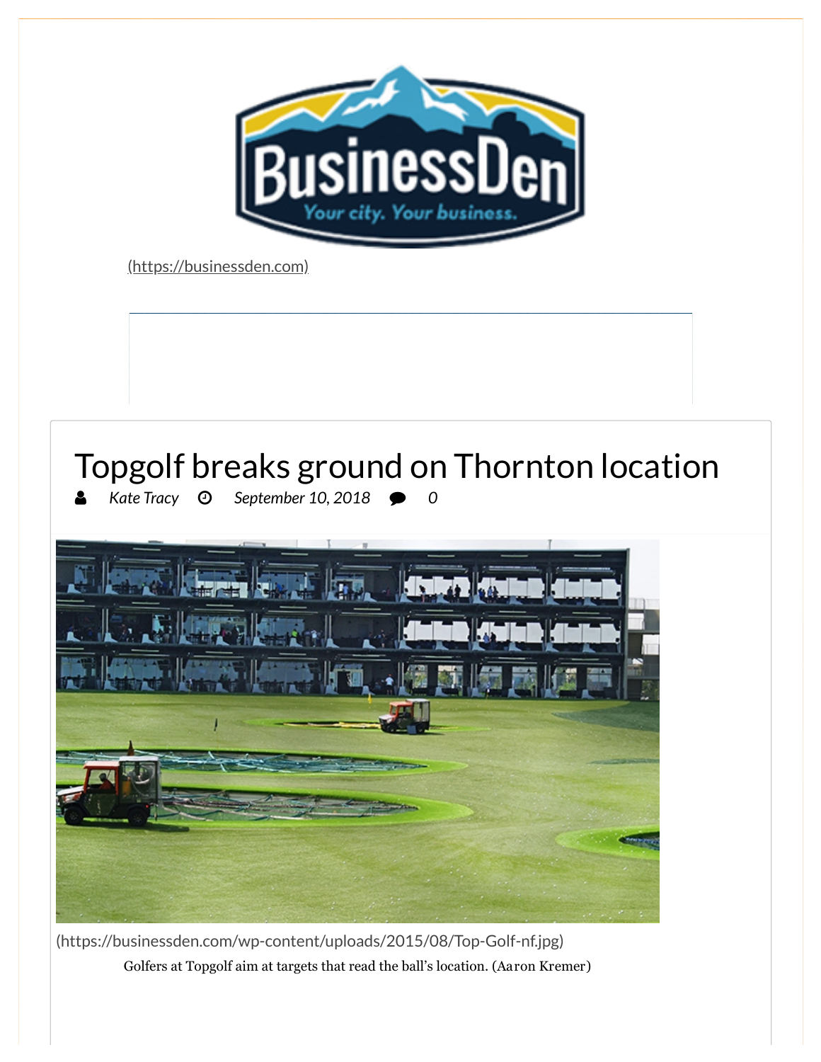(https://businessden.com)

# Topgolf breaks ground on Thornton location

Kate Tracy September 10, 2018 0

(https://businessden.com/wp-content/uploads/2015/08/Top-Golf-nf.jpg)

Golfers at Topgolf aim at targets that read the ball's location. (Aaron Kremer)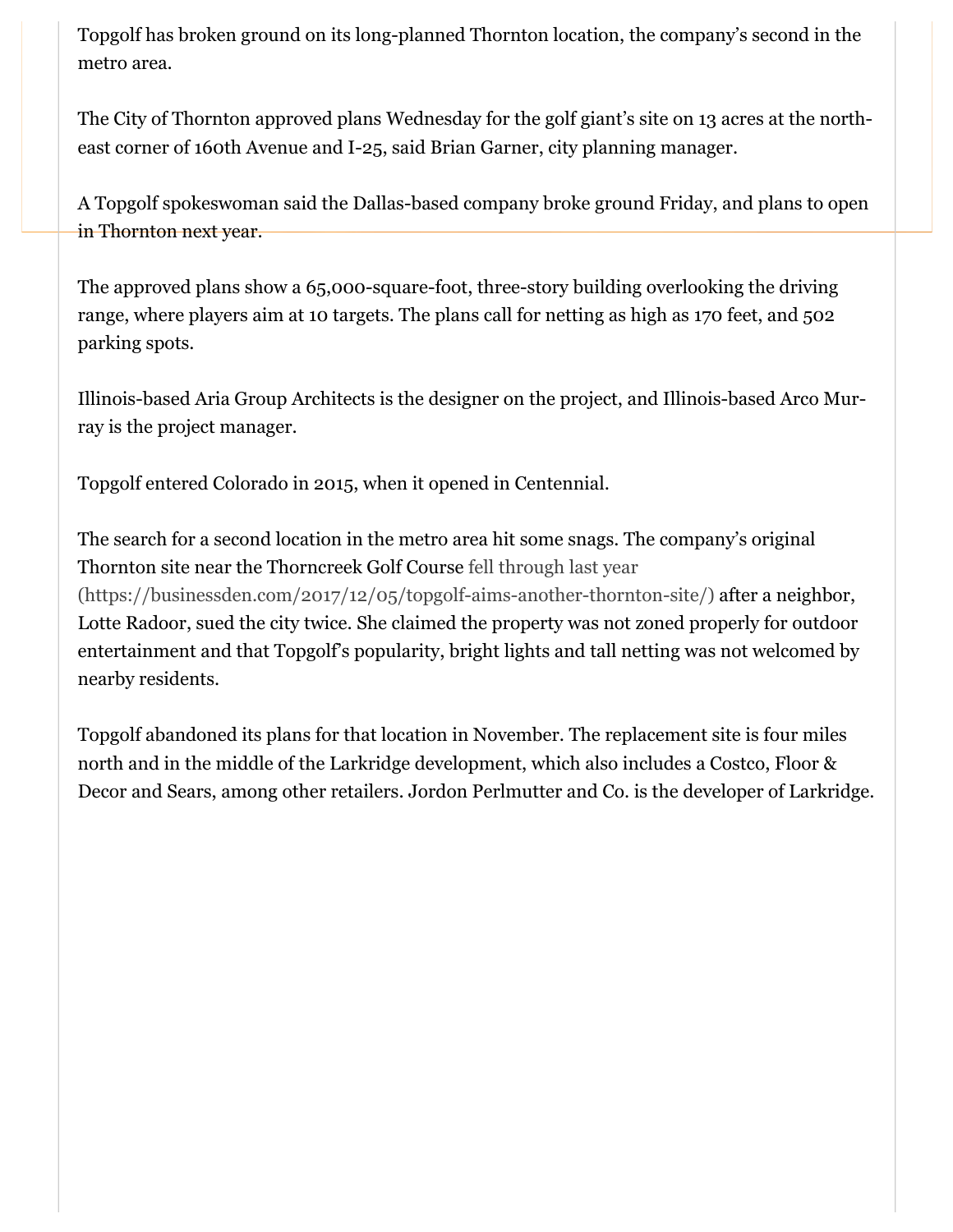Topgolf has broken ground on its long-planned Thornton location, the company's second in the metro area.

The City of Thornton approved plans Wednesday for the golf giant's site on 13 acres at the northeast corner of 160th Avenue and I-25, said Brian Garner, city planning manager.

A Topgolf spokeswoman said the Dallas-based company broke ground Friday, and plans to open in Thornton next year.

The approved plans show a 65,000-square-foot, three-story building overlooking the driving range, where players aim at 10 targets. The plans call for netting as high as 170 feet, and 502 parking spots.

Illinois-based Aria Group Architects is the designer on the project, and Illinois-based Arco Murray is the project manager.

Topgolf entered Colorado in 2015, when it opened in Centennial.

The search for a second location in the metro area hit some snags. The company's original Thornton site near the Thorncreek Golf Course fell through last year (https://businessden.com/2017/12/05/topgolf-aims-another-thornton-site/) after a neighbor, Lotte Radoor, sued the city twice. She claimed the property was not zoned properly for outdoor entertainment and that Topgolf's popularity, bright lights and tall netting was not welcomed by nearby residents.

Topgolf abandoned its plans for that location in November. The replacement site is four miles north and in the middle of the Larkridge development, which also includes a Costco, Floor & Decor and Sears, among other retailers. Jordon Perlmutter and Co. is the developer of Larkridge.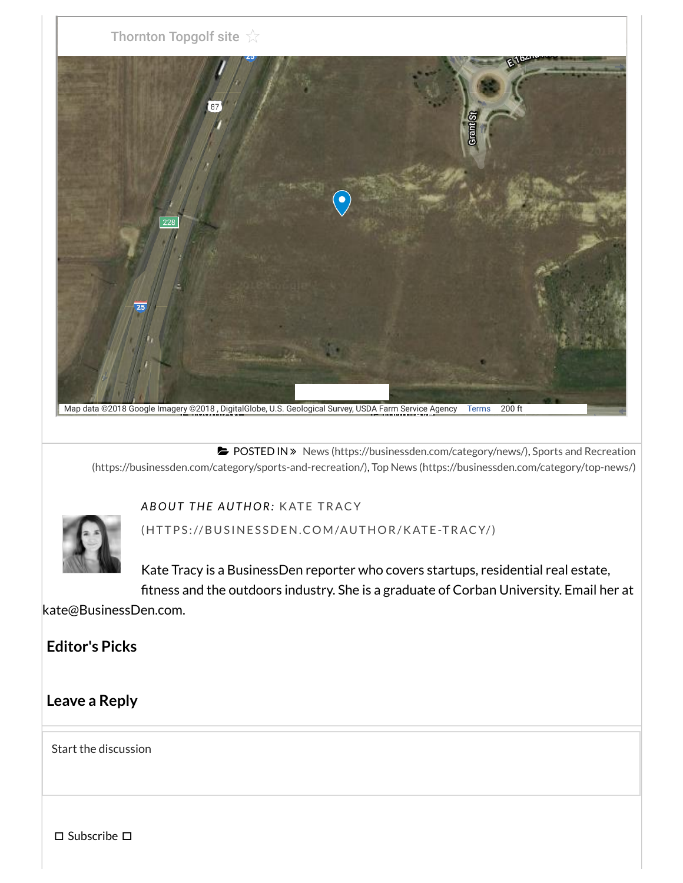Thornton Topgolf site

Map data ©2018 Google Imagery ©2018 , DigitalGlobe, U.S. Geological Survey, USDA Farm Service Agency Terms 200 ft

POSTED IN » News (https://businessden.com/category/news/), Sports and Recreation (https://businessden.com/category/sports-and-recreation/), Top News (https://businessden.com/category/top-news/)

*ABOUT THE AUTHOR:* KATE TRACY (HTTPS://BUSINESSDEN.COM/AUTHOR/KATE-TRACY/)

Kate Tracy is a BusinessDen reporter who covers startups, residential real estate, fitness and the outdoors industry. She is a graduate of Corban University. Email her at kate@BusinessDen.com.

## Editor's Picks

## Leave a Reply

Start the discussion

☐ Subscribe ☐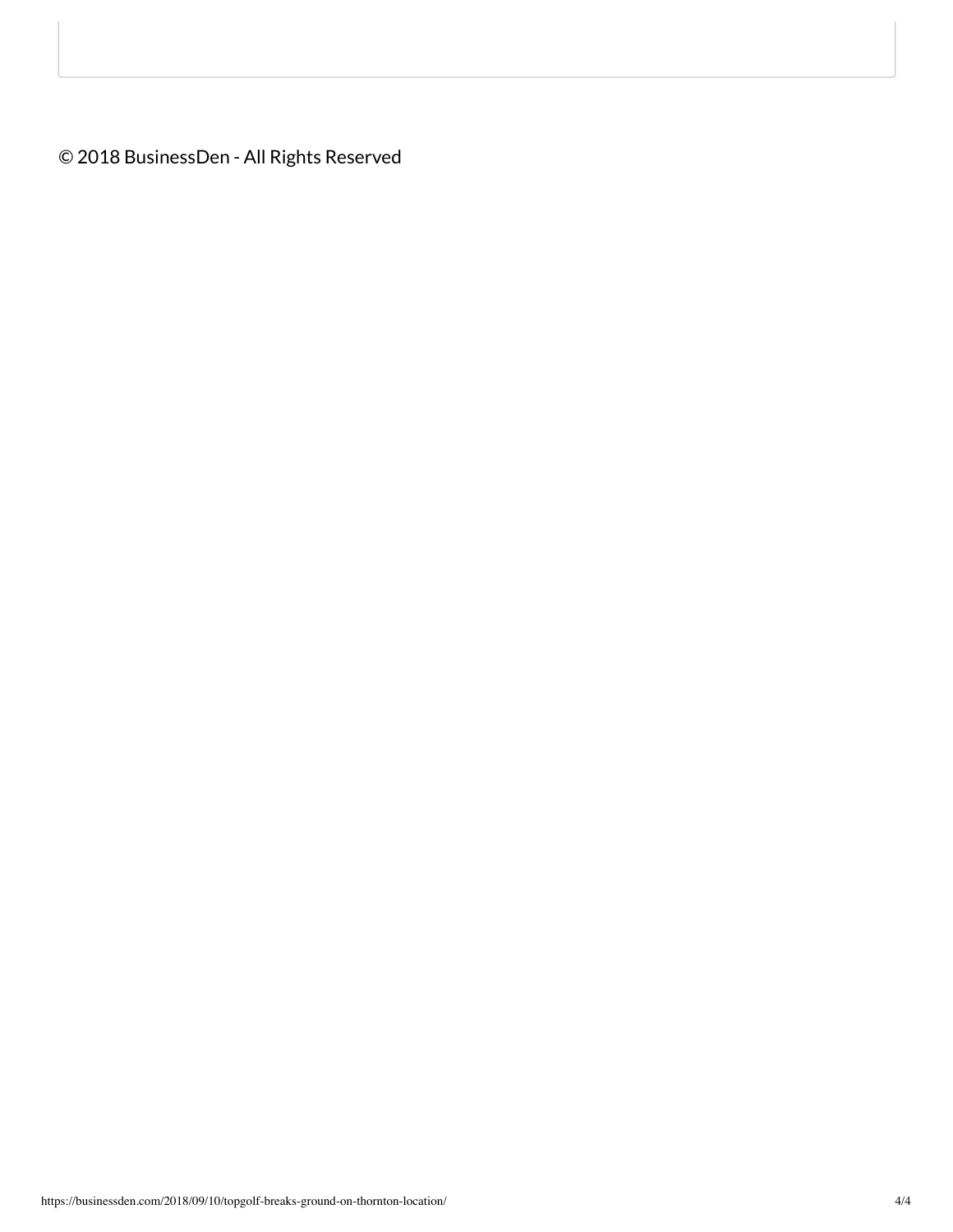© 2018 BusinessDen - All Rights Reserved